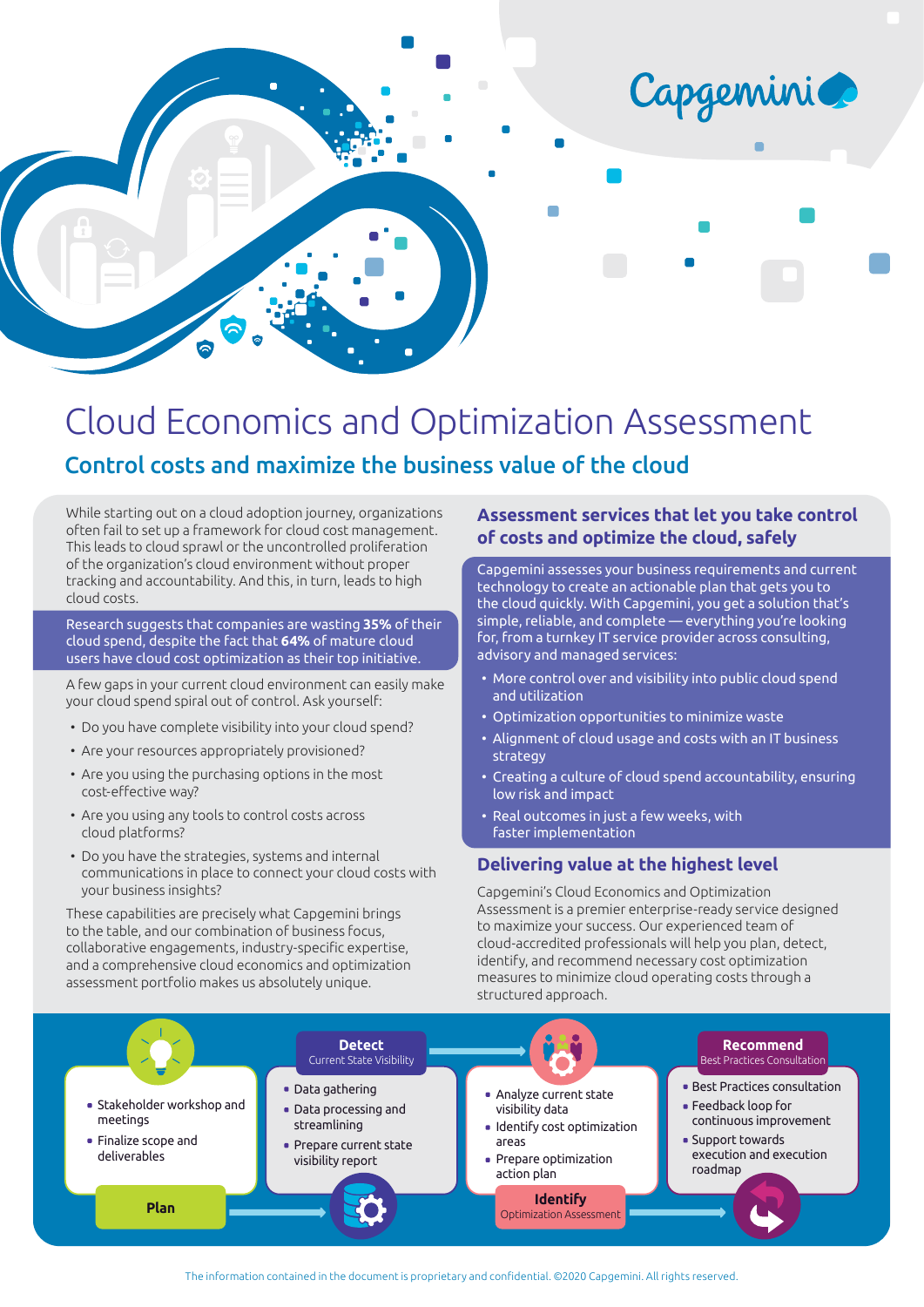# Cloud Economics and Optimization Assessment

## Control costs and maximize the business value of the cloud

While starting out on a cloud adoption journey, organizations often fail to set up a framework for cloud cost management. This leads to cloud sprawl or the uncontrolled proliferation of the organization's cloud environment without proper tracking and accountability. And this, in turn, leads to high cloud costs.

Research suggests that companies are wasting **35%** of their cloud spend, despite the fact that **64%** of mature cloud users have cloud cost optimization as their top initiative.

A few gaps in your current cloud environment can easily make your cloud spend spiral out of control. Ask yourself:

- Do you have complete visibility into your cloud spend?
- Are your resources appropriately provisioned?
- Are you using the purchasing options in the most cost-effective way?
- Are you using any tools to control costs across cloud platforms?
- Do you have the strategies, systems and internal communications in place to connect your cloud costs with your business insights?

These capabilities are precisely what Capgemini brings to the table, and our combination of business focus, collaborative engagements, industry-specific expertise, and a comprehensive cloud economics and optimization assessment portfolio makes us absolutely unique.

### Assessment services that let you take control of costs and optimize the cloud, safely

Capgemini assesses your business requirements and current technology to create an actionable plan that gets you to the cloud quickly. With Capgemini, you get a solution that's simple, reliable, and complete — everything you're looking for, from a turnkey IT service provider across consulting, advisory and managed services:

- More control over and visibility into public cloud spend and utilization
- Optimization opportunities to minimize waste
- Alignment of cloud usage and costs with an IT business strategy
- Creating a culture of cloud spend accountability, ensuring low risk and impact
- Real outcomes in just a few weeks, with faster implementation

### Delivering value at the highest level

Capgemini's Cloud Economics and Optimization Assessment is a premier enterprise-ready service designed to maximize your success. Our experienced team of cloud-accredited professionals will help you plan, detect, identify, and recommend necessary cost optimization measures to minimize cloud operating costs through a structured approach.

**Plan**

- Stakeholder workshop and meetings
- Finalize scope and deliverables

**Detect**
Current State Visibility

- Data gathering
- Data processing and streamlining
- Prepare current state visibility report

**Identify**
Optimization Assessment

- Analyze current state visibility data
- Identify cost optimization areas
- Prepare optimization action plan

**Recommend**
Best Practices Consultation

- Best Practices consultation
- Feedback loop for continuous improvement
- Support towards execution and execution roadmap

The information contained in the document is proprietary and confidential. ©2020 Capgemini. All rights reserved.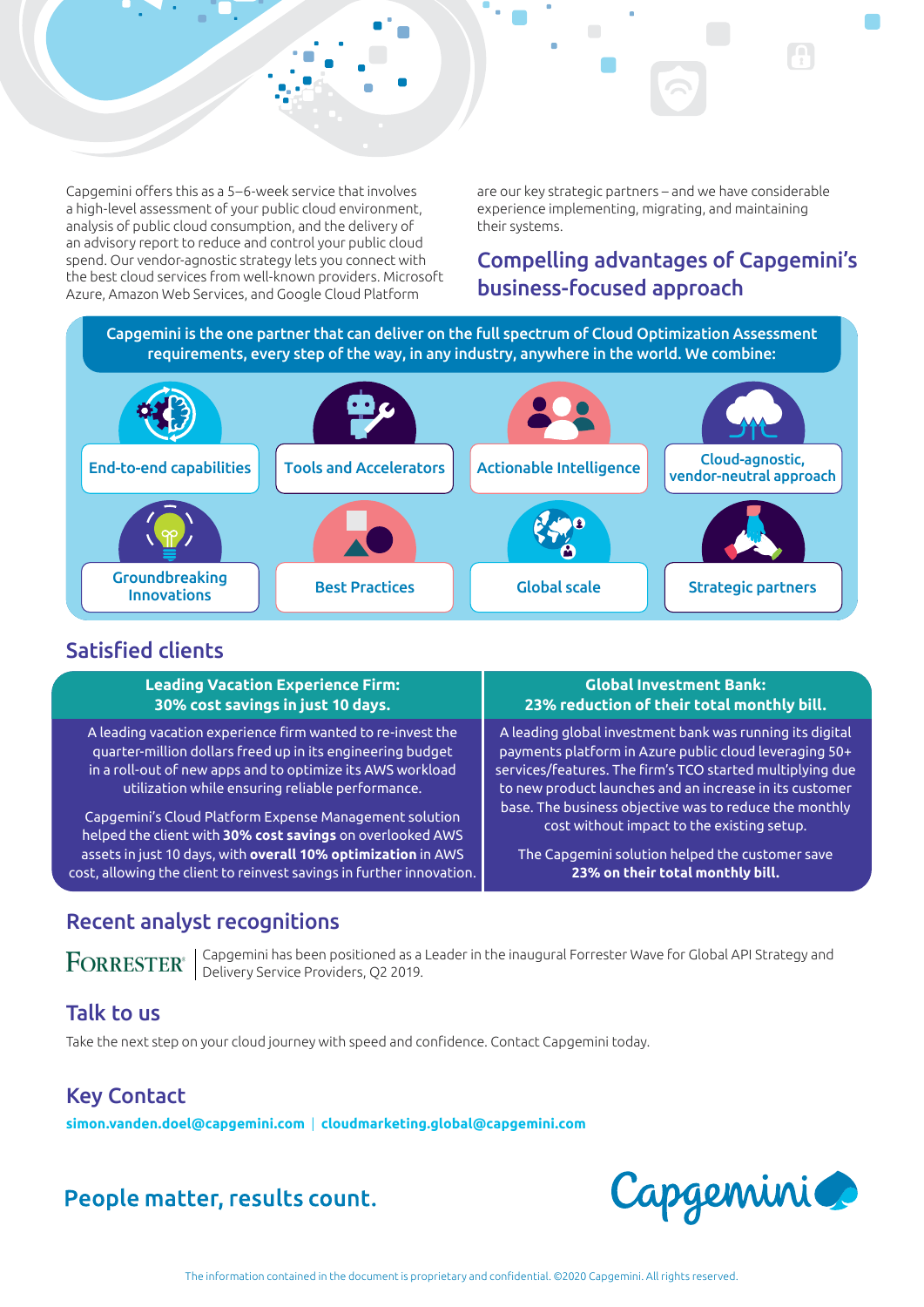Capgemini offers this as a 5–6-week service that involves a high-level assessment of your public cloud environment, analysis of public cloud consumption, and the delivery of an advisory report to reduce and control your public cloud spend. Our vendor-agnostic strategy lets you connect with the best cloud services from well-known providers. Microsoft Azure, Amazon Web Services, and Google Cloud Platform are our key strategic partners – and we have considerable experience implementing, migrating, and maintaining their systems.

## Compelling advantages of Capgemini's business-focused approach

**Capgemini is the one partner that can deliver on the full spectrum of Cloud Optimization Assessment requirements, every step of the way, in any industry, anywhere in the world. We combine:**

- End-to-end capabilities
- Tools and Accelerators
- Actionable Intelligence
- Cloud-agnostic, vendor-neutral approach
- Groundbreaking Innovations
- Best Practices
- Global scale
- Strategic partners

## Satisfied clients

| Leading Vacation Experience Firm: 30% cost savings in just 10 days. | Global Investment Bank: 23% reduction of their total monthly bill. |
| --- | --- |
| A leading vacation experience firm wanted to re-invest the quarter-million dollars freed up in its engineering budget in a roll-out of new apps and to optimize its AWS workload utilization while ensuring reliable performance. Capgemini's Cloud Platform Expense Management solution helped the client with **30% cost savings** on overlooked AWS assets in just 10 days, with **overall 10% optimization** in AWS cost, allowing the client to reinvest savings in further innovation. | A leading global investment bank was running its digital payments platform in Azure public cloud leveraging 50+ services/features. The firm's TCO started multiplying due to new product launches and an increase in its customer base. The business objective was to reduce the monthly cost without impact to the existing setup. The Capgemini solution helped the customer save **23% on their total monthly bill.** |

## Recent analyst recognitions

FORRESTER® | Capgemini has been positioned as a Leader in the inaugural Forrester Wave for Global API Strategy and Delivery Service Providers, Q2 2019.

## Talk to us

Take the next step on your cloud journey with speed and confidence. Contact Capgemini today.

## Key Contact

**simon.vanden.doel@capgemini.com** | **cloudmarketing.global@capgemini.com**

People matter, results count.

Capgemini

The information contained in the document is proprietary and confidential. ©2020 Capgemini. All rights reserved.